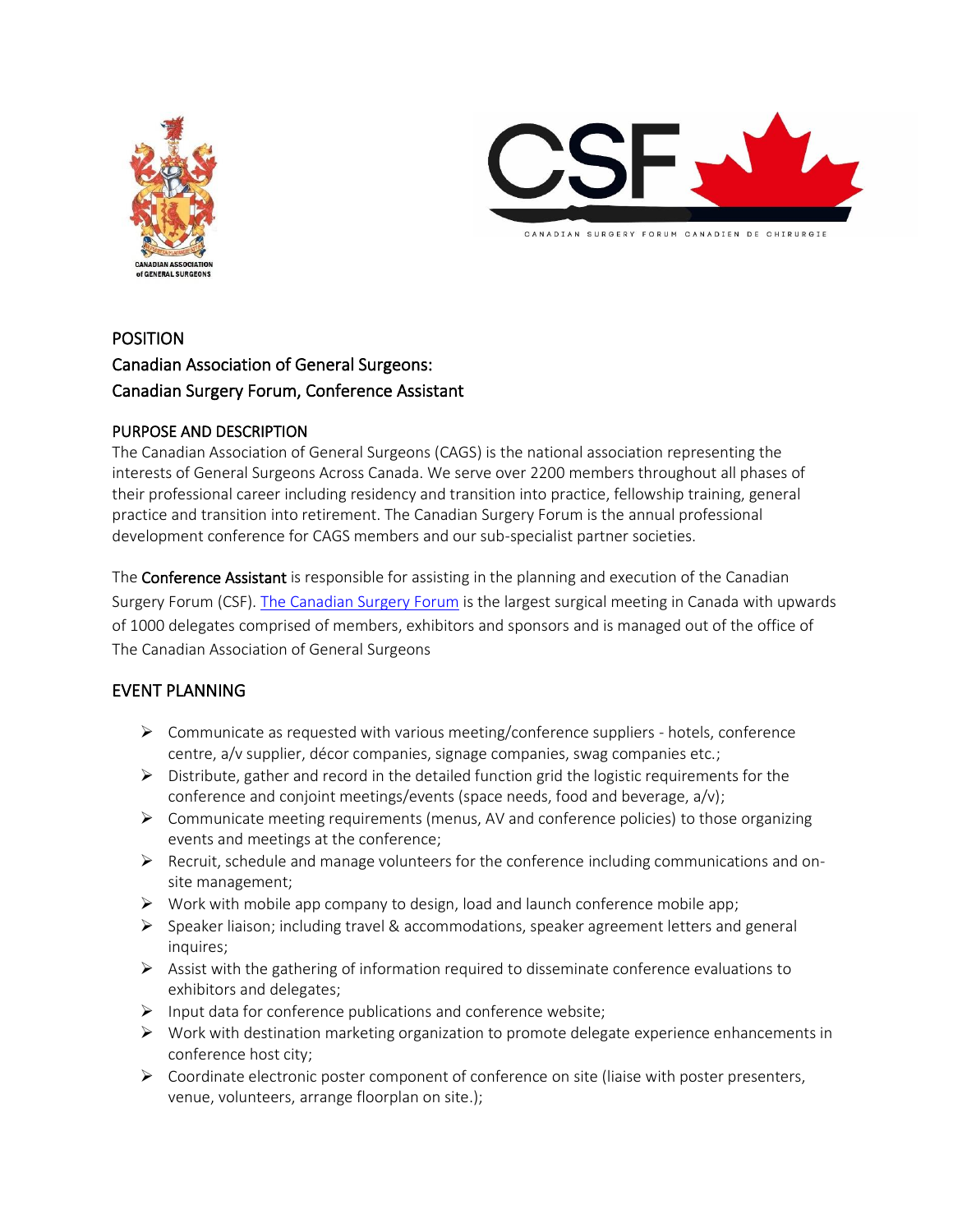CANADIAN ASSOCIATION of GENERAL SURGEONS

CSF

CANADIAN SURGERY FORUM CANADIEN DE CHIRURGIE

POSITION
Canadian Association of General Surgeons:
Canadian Surgery Forum, Conference Assistant

PURPOSE AND DESCRIPTION

The Canadian Association of General Surgeons (CAGS) is the national association representing the interests of General Surgeons Across Canada. We serve over 2200 members throughout all phases of their professional career including residency and transition into practice, fellowship training, general practice and transition into retirement. The Canadian Surgery Forum is the annual professional development conference for CAGS members and our sub-specialist partner societies.

The **Conference Assistant** is responsible for assisting in the planning and execution of the Canadian Surgery Forum (CSF). The Canadian Surgery Forum is the largest surgical meeting in Canada with upwards of 1000 delegates comprised of members, exhibitors and sponsors and is managed out of the office of The Canadian Association of General Surgeons

## EVENT PLANNING

- Communicate as requested with various meeting/conference suppliers - hotels, conference centre, a/v supplier, décor companies, signage companies, swag companies etc.;
- Distribute, gather and record in the detailed function grid the logistic requirements for the conference and conjoint meetings/events (space needs, food and beverage, a/v);
- Communicate meeting requirements (menus, AV and conference policies) to those organizing events and meetings at the conference;
- Recruit, schedule and manage volunteers for the conference including communications and on-site management;
- Work with mobile app company to design, load and launch conference mobile app;
- Speaker liaison; including travel & accommodations, speaker agreement letters and general inquires;
- Assist with the gathering of information required to disseminate conference evaluations to exhibitors and delegates;
- Input data for conference publications and conference website;
- Work with destination marketing organization to promote delegate experience enhancements in conference host city;
- Coordinate electronic poster component of conference on site (liaise with poster presenters, venue, volunteers, arrange floorplan on site.);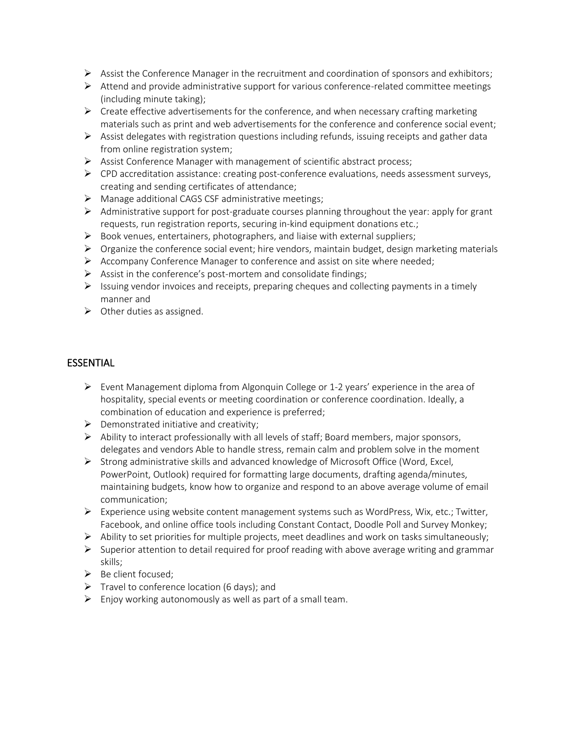- Assist the Conference Manager in the recruitment and coordination of sponsors and exhibitors;
- Attend and provide administrative support for various conference-related committee meetings (including minute taking);
- Create effective advertisements for the conference, and when necessary crafting marketing materials such as print and web advertisements for the conference and conference social event;
- Assist delegates with registration questions including refunds, issuing receipts and gather data from online registration system;
- Assist Conference Manager with management of scientific abstract process;
- CPD accreditation assistance: creating post-conference evaluations, needs assessment surveys, creating and sending certificates of attendance;
- Manage additional CAGS CSF administrative meetings;
- Administrative support for post-graduate courses planning throughout the year: apply for grant requests, run registration reports, securing in-kind equipment donations etc.;
- Book venues, entertainers, photographers, and liaise with external suppliers;
- Organize the conference social event; hire vendors, maintain budget, design marketing materials
- Accompany Conference Manager to conference and assist on site where needed;
- Assist in the conference's post-mortem and consolidate findings;
- Issuing vendor invoices and receipts, preparing cheques and collecting payments in a timely manner and
- Other duties as assigned.

## ESSENTIAL

- Event Management diploma from Algonquin College or 1-2 years' experience in the area of hospitality, special events or meeting coordination or conference coordination. Ideally, a combination of education and experience is preferred;
- Demonstrated initiative and creativity;
- Ability to interact professionally with all levels of staff; Board members, major sponsors, delegates and vendors Able to handle stress, remain calm and problem solve in the moment
- Strong administrative skills and advanced knowledge of Microsoft Office (Word, Excel, PowerPoint, Outlook) required for formatting large documents, drafting agenda/minutes, maintaining budgets, know how to organize and respond to an above average volume of email communication;
- Experience using website content management systems such as WordPress, Wix, etc.; Twitter, Facebook, and online office tools including Constant Contact, Doodle Poll and Survey Monkey;
- Ability to set priorities for multiple projects, meet deadlines and work on tasks simultaneously;
- Superior attention to detail required for proof reading with above average writing and grammar skills;
- Be client focused;
- Travel to conference location (6 days); and
- Enjoy working autonomously as well as part of a small team.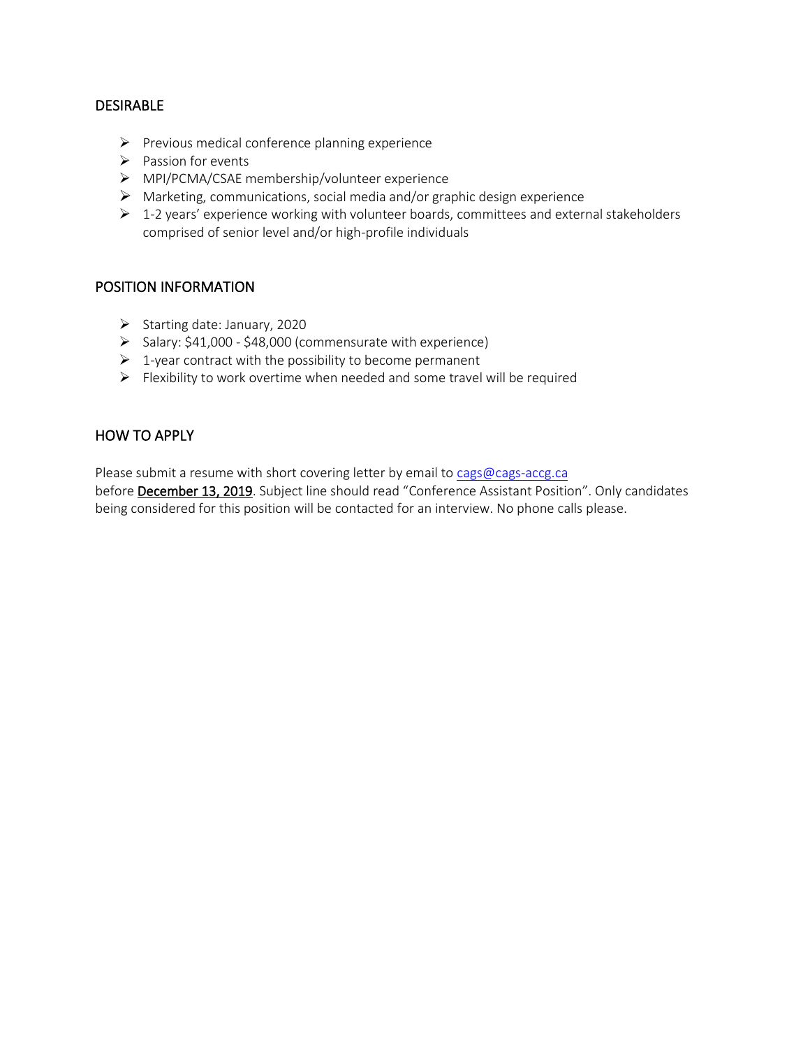## DESIRABLE

- Previous medical conference planning experience
- Passion for events
- MPI/PCMA/CSAE membership/volunteer experience
- Marketing, communications, social media and/or graphic design experience
- 1-2 years' experience working with volunteer boards, committees and external stakeholders comprised of senior level and/or high-profile individuals

## POSITION INFORMATION

- Starting date: January, 2020
- Salary: $41,000 - $48,000 (commensurate with experience)
- 1-year contract with the possibility to become permanent
- Flexibility to work overtime when needed and some travel will be required

## HOW TO APPLY

Please submit a resume with short covering letter by email to cags@cags-accg.ca before **December 13, 2019**. Subject line should read "Conference Assistant Position". Only candidates being considered for this position will be contacted for an interview. No phone calls please.